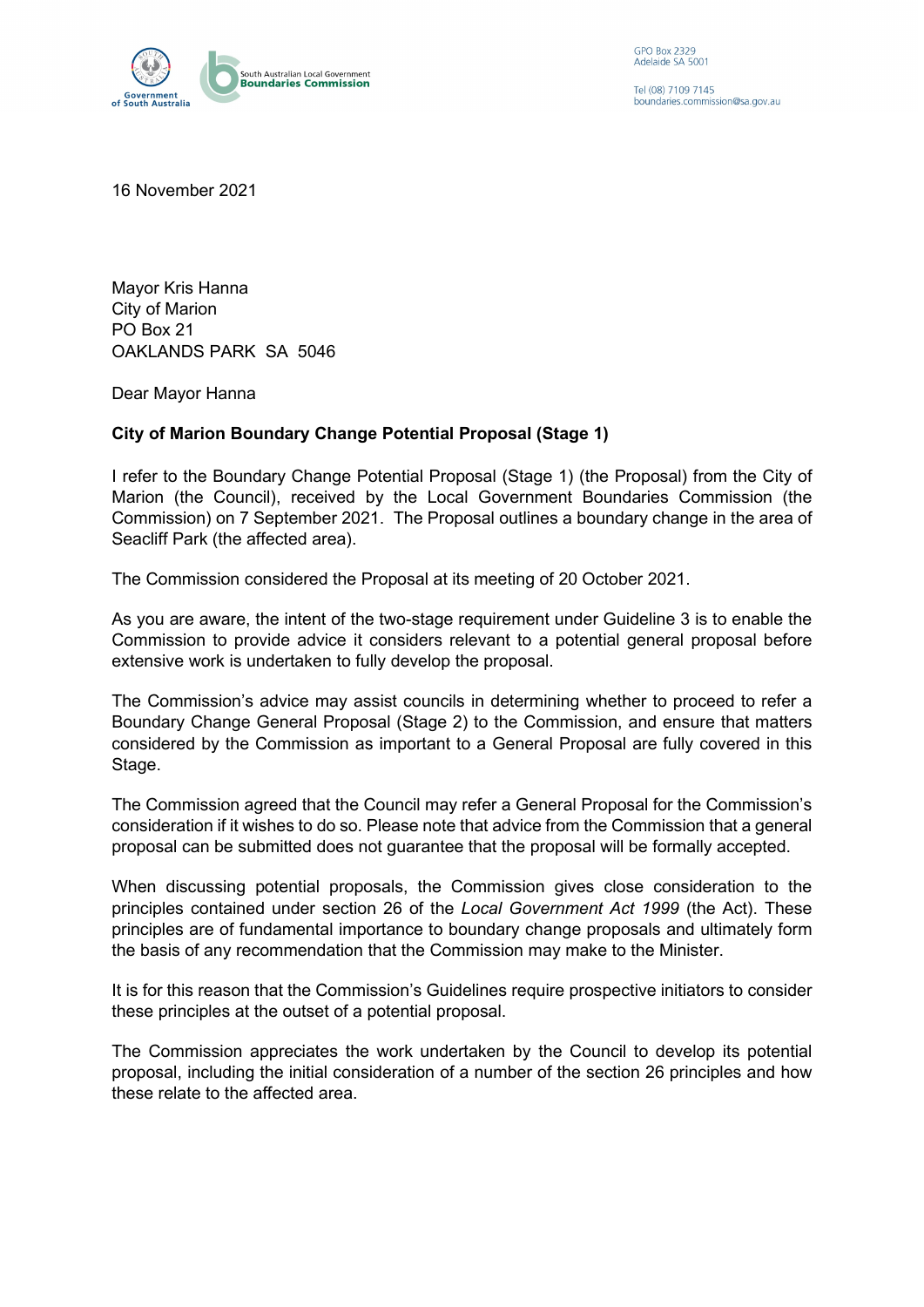GPO Box 2329
Adelaide SA 5001

Tel (08) 7109 7145
boundaries.commission@sa.gov.au

16 November 2021

Mayor Kris Hanna
City of Marion
PO Box 21
OAKLANDS PARK SA 5046

Dear Mayor Hanna

**City of Marion Boundary Change Potential Proposal (Stage 1)**

I refer to the Boundary Change Potential Proposal (Stage 1) (the Proposal) from the City of Marion (the Council), received by the Local Government Boundaries Commission (the Commission) on 7 September 2021. The Proposal outlines a boundary change in the area of Seacliff Park (the affected area).

The Commission considered the Proposal at its meeting of 20 October 2021.

As you are aware, the intent of the two-stage requirement under Guideline 3 is to enable the Commission to provide advice it considers relevant to a potential general proposal before extensive work is undertaken to fully develop the proposal.

The Commission's advice may assist councils in determining whether to proceed to refer a Boundary Change General Proposal (Stage 2) to the Commission, and ensure that matters considered by the Commission as important to a General Proposal are fully covered in this Stage.

The Commission agreed that the Council may refer a General Proposal for the Commission's consideration if it wishes to do so. Please note that advice from the Commission that a general proposal can be submitted does not guarantee that the proposal will be formally accepted.

When discussing potential proposals, the Commission gives close consideration to the principles contained under section 26 of the *Local Government Act 1999* (the Act). These principles are of fundamental importance to boundary change proposals and ultimately form the basis of any recommendation that the Commission may make to the Minister.

It is for this reason that the Commission's Guidelines require prospective initiators to consider these principles at the outset of a potential proposal.

The Commission appreciates the work undertaken by the Council to develop its potential proposal, including the initial consideration of a number of the section 26 principles and how these relate to the affected area.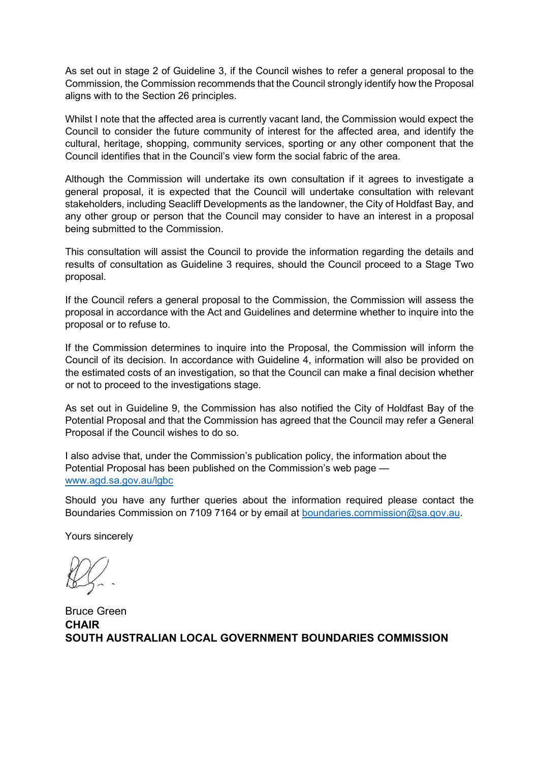As set out in stage 2 of Guideline 3, if the Council wishes to refer a general proposal to the Commission, the Commission recommends that the Council strongly identify how the Proposal aligns with to the Section 26 principles.

Whilst I note that the affected area is currently vacant land, the Commission would expect the Council to consider the future community of interest for the affected area, and identify the cultural, heritage, shopping, community services, sporting or any other component that the Council identifies that in the Council's view form the social fabric of the area.

Although the Commission will undertake its own consultation if it agrees to investigate a general proposal, it is expected that the Council will undertake consultation with relevant stakeholders, including Seacliff Developments as the landowner, the City of Holdfast Bay, and any other group or person that the Council may consider to have an interest in a proposal being submitted to the Commission.

This consultation will assist the Council to provide the information regarding the details and results of consultation as Guideline 3 requires, should the Council proceed to a Stage Two proposal.

If the Council refers a general proposal to the Commission, the Commission will assess the proposal in accordance with the Act and Guidelines and determine whether to inquire into the proposal or to refuse to.

If the Commission determines to inquire into the Proposal, the Commission will inform the Council of its decision. In accordance with Guideline 4, information will also be provided on the estimated costs of an investigation, so that the Council can make a final decision whether or not to proceed to the investigations stage.

As set out in Guideline 9, the Commission has also notified the City of Holdfast Bay of the Potential Proposal and that the Commission has agreed that the Council may refer a General Proposal if the Council wishes to do so.

I also advise that, under the Commission's publication policy, the information about the Potential Proposal has been published on the Commission's web page — [www.agd.sa.gov.au/lgbc](http://www.agd.sa.gov.au/lgbc)

Should you have any further queries about the information required please contact the Boundaries Commission on 7109 7164 or by email at [boundaries.commission@sa.gov.au](mailto:boundaries.commission@sa.gov.au).

Yours sincerely

Bruce Green
**CHAIR**
**SOUTH AUSTRALIAN LOCAL GOVERNMENT BOUNDARIES COMMISSION**